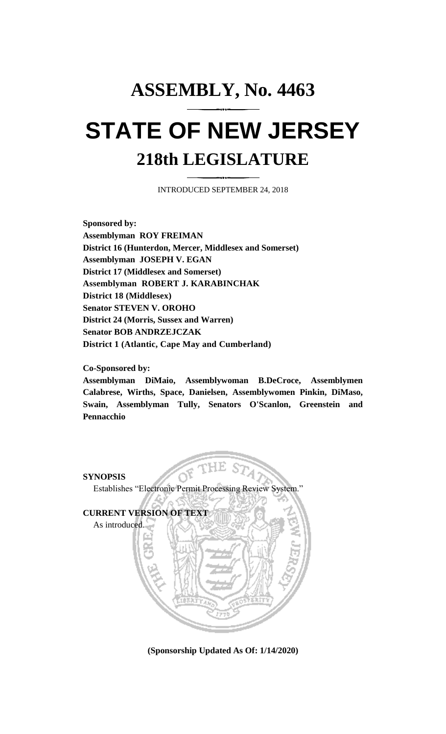# ASSEMBLY, No. 4463

# STATE OF NEW JERSEY

## 218th LEGISLATURE

INTRODUCED SEPTEMBER 24, 2018

**Sponsored by:**
**Assemblyman ROY FREIMAN**
**District 16 (Hunterdon, Mercer, Middlesex and Somerset)**
**Assemblyman JOSEPH V. EGAN**
**District 17 (Middlesex and Somerset)**
**Assemblyman ROBERT J. KARABINCHAK**
**District 18 (Middlesex)**
**Senator STEVEN V. OROHO**
**District 24 (Morris, Sussex and Warren)**
**Senator BOB ANDRZEJCZAK**
**District 1 (Atlantic, Cape May and Cumberland)**

**Co-Sponsored by:**
**Assemblyman DiMaio, Assemblywoman B.DeCroce, Assemblymen Calabrese, Wirths, Space, Danielsen, Assemblywomen Pinkin, DiMaso, Swain, Assemblyman Tully, Senators O'Scanlon, Greenstein and Pennacchio**

**SYNOPSIS**
Establishes "Electronic Permit Processing Review System."

**CURRENT VERSION OF TEXT**
As introduced.

**(Sponsorship Updated As Of: 1/14/2020)**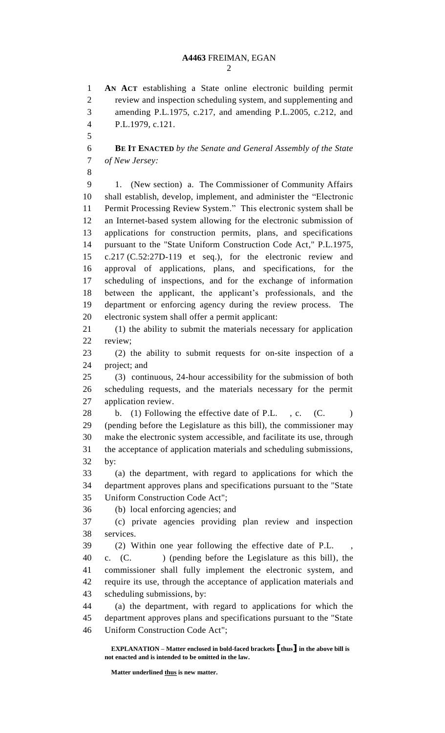**AN ACT** establishing a State online electronic building permit review and inspection scheduling system, and supplementing and amending P.L.1975, c.217, and amending P.L.2005, c.212, and P.L.1979, c.121.

**BE IT ENACTED** *by the Senate and General Assembly of the State of New Jersey:*

1. (New section) a. The Commissioner of Community Affairs shall establish, develop, implement, and administer the "Electronic Permit Processing Review System." This electronic system shall be an Internet-based system allowing for the electronic submission of applications for construction permits, plans, and specifications pursuant to the "State Uniform Construction Code Act," P.L.1975, c.217 (C.52:27D-119 et seq.), for the electronic review and approval of applications, plans, and specifications, for the scheduling of inspections, and for the exchange of information between the applicant, the applicant's professionals, and the department or enforcing agency during the review process. The electronic system shall offer a permit applicant:

(1) the ability to submit the materials necessary for application review;

(2) the ability to submit requests for on-site inspection of a project; and

(3) continuous, 24-hour accessibility for the submission of both scheduling requests, and the materials necessary for the permit application review.

b. (1) Following the effective date of P.L. , c. (C. ) (pending before the Legislature as this bill), the commissioner may make the electronic system accessible, and facilitate its use, through the acceptance of application materials and scheduling submissions, by:

(a) the department, with regard to applications for which the department approves plans and specifications pursuant to the "State Uniform Construction Code Act";

(b) local enforcing agencies; and

(c) private agencies providing plan review and inspection services.

(2) Within one year following the effective date of P.L. , c. (C. ) (pending before the Legislature as this bill), the commissioner shall fully implement the electronic system, and require its use, through the acceptance of application materials and scheduling submissions, by:

(a) the department, with regard to applications for which the department approves plans and specifications pursuant to the "State Uniform Construction Code Act";

**EXPLANATION – Matter enclosed in bold-faced brackets [thus] in the above bill is not enacted and is intended to be omitted in the law.**

**Matter underlined thus is new matter.**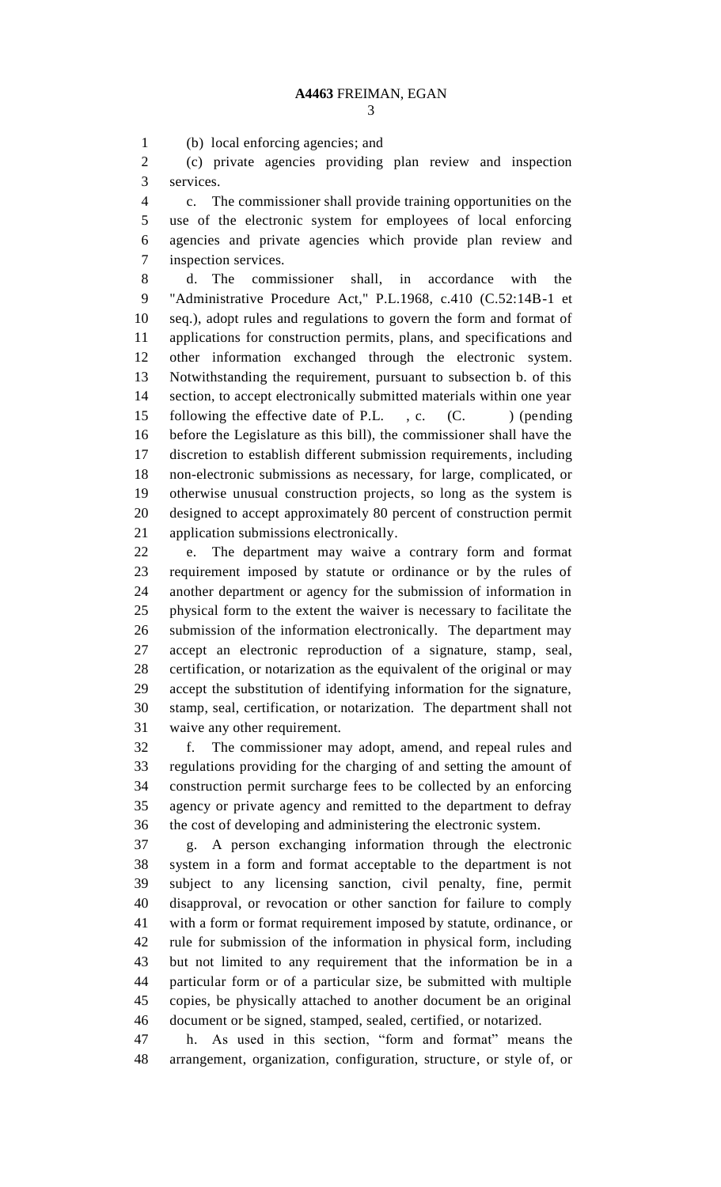(b) local enforcing agencies; and

(c) private agencies providing plan review and inspection services.

c. The commissioner shall provide training opportunities on the use of the electronic system for employees of local enforcing agencies and private agencies which provide plan review and inspection services.

d. The commissioner shall, in accordance with the "Administrative Procedure Act," P.L.1968, c.410 (C.52:14B-1 et seq.), adopt rules and regulations to govern the form and format of applications for construction permits, plans, and specifications and other information exchanged through the electronic system. Notwithstanding the requirement, pursuant to subsection b. of this section, to accept electronically submitted materials within one year following the effective date of P.L. , c. (C. ) (pending before the Legislature as this bill), the commissioner shall have the discretion to establish different submission requirements, including non-electronic submissions as necessary, for large, complicated, or otherwise unusual construction projects, so long as the system is designed to accept approximately 80 percent of construction permit application submissions electronically.

e. The department may waive a contrary form and format requirement imposed by statute or ordinance or by the rules of another department or agency for the submission of information in physical form to the extent the waiver is necessary to facilitate the submission of the information electronically. The department may accept an electronic reproduction of a signature, stamp, seal, certification, or notarization as the equivalent of the original or may accept the substitution of identifying information for the signature, stamp, seal, certification, or notarization. The department shall not waive any other requirement.

f. The commissioner may adopt, amend, and repeal rules and regulations providing for the charging of and setting the amount of construction permit surcharge fees to be collected by an enforcing agency or private agency and remitted to the department to defray the cost of developing and administering the electronic system.

g. A person exchanging information through the electronic system in a form and format acceptable to the department is not subject to any licensing sanction, civil penalty, fine, permit disapproval, or revocation or other sanction for failure to comply with a form or format requirement imposed by statute, ordinance, or rule for submission of the information in physical form, including but not limited to any requirement that the information be in a particular form or of a particular size, be submitted with multiple copies, be physically attached to another document be an original document or be signed, stamped, sealed, certified, or notarized.

h. As used in this section, "form and format" means the arrangement, organization, configuration, structure, or style of, or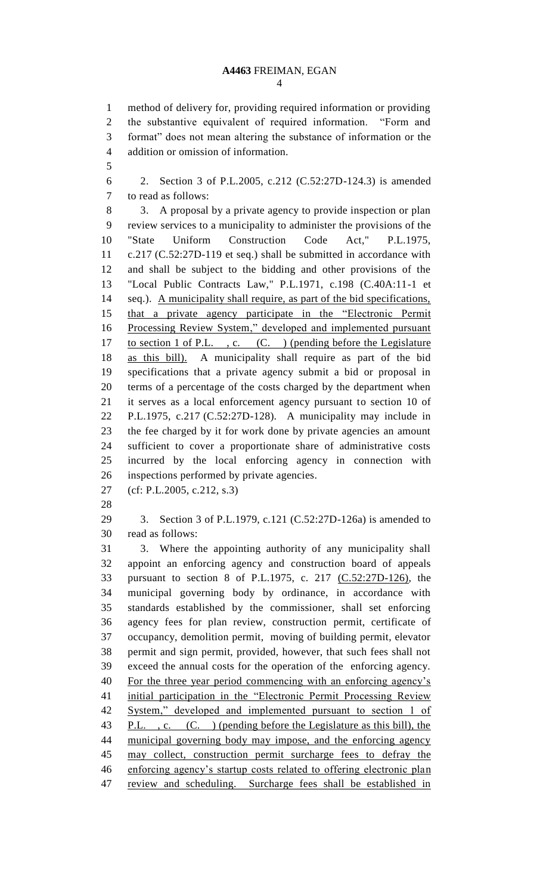method of delivery for, providing required information or providing the substantive equivalent of required information. "Form and format" does not mean altering the substance of information or the addition or omission of information.

2. Section 3 of P.L.2005, c.212 (C.52:27D-124.3) is amended to read as follows:

3. A proposal by a private agency to provide inspection or plan review services to a municipality to administer the provisions of the "State Uniform Construction Code Act," P.L.1975, c.217 (C.52:27D-119 et seq.) shall be submitted in accordance with and shall be subject to the bidding and other provisions of the "Local Public Contracts Law," P.L.1971, c.198 (C.40A:11-1 et seq.). <u>A municipality shall require, as part of the bid specifications, that a private agency participate in the "Electronic Permit Processing Review System," developed and implemented pursuant to section 1 of P.L. , c. (C. ) (pending before the Legislature as this bill).</u> A municipality shall require as part of the bid specifications that a private agency submit a bid or proposal in terms of a percentage of the costs charged by the department when it serves as a local enforcement agency pursuant to section 10 of P.L.1975, c.217 (C.52:27D-128). A municipality may include in the fee charged by it for work done by private agencies an amount sufficient to cover a proportionate share of administrative costs incurred by the local enforcing agency in connection with inspections performed by private agencies.

(cf: P.L.2005, c.212, s.3)

3. Section 3 of P.L.1979, c.121 (C.52:27D-126a) is amended to read as follows:

3. Where the appointing authority of any municipality shall appoint an enforcing agency and construction board of appeals pursuant to section 8 of P.L.1975, c. 217 <u>(C.52:27D-126)</u>, the municipal governing body by ordinance, in accordance with standards established by the commissioner, shall set enforcing agency fees for plan review, construction permit, certificate of occupancy, demolition permit, moving of building permit, elevator permit and sign permit, provided, however, that such fees shall not exceed the annual costs for the operation of the enforcing agency. <u>For the three year period commencing with an enforcing agency's initial participation in the "Electronic Permit Processing Review System," developed and implemented pursuant to section 1 of P.L. , c. (C. ) (pending before the Legislature as this bill), the municipal governing body may impose, and the enforcing agency may collect, construction permit surcharge fees to defray the enforcing agency's startup costs related to offering electronic plan review and scheduling. Surcharge fees shall be established in</u>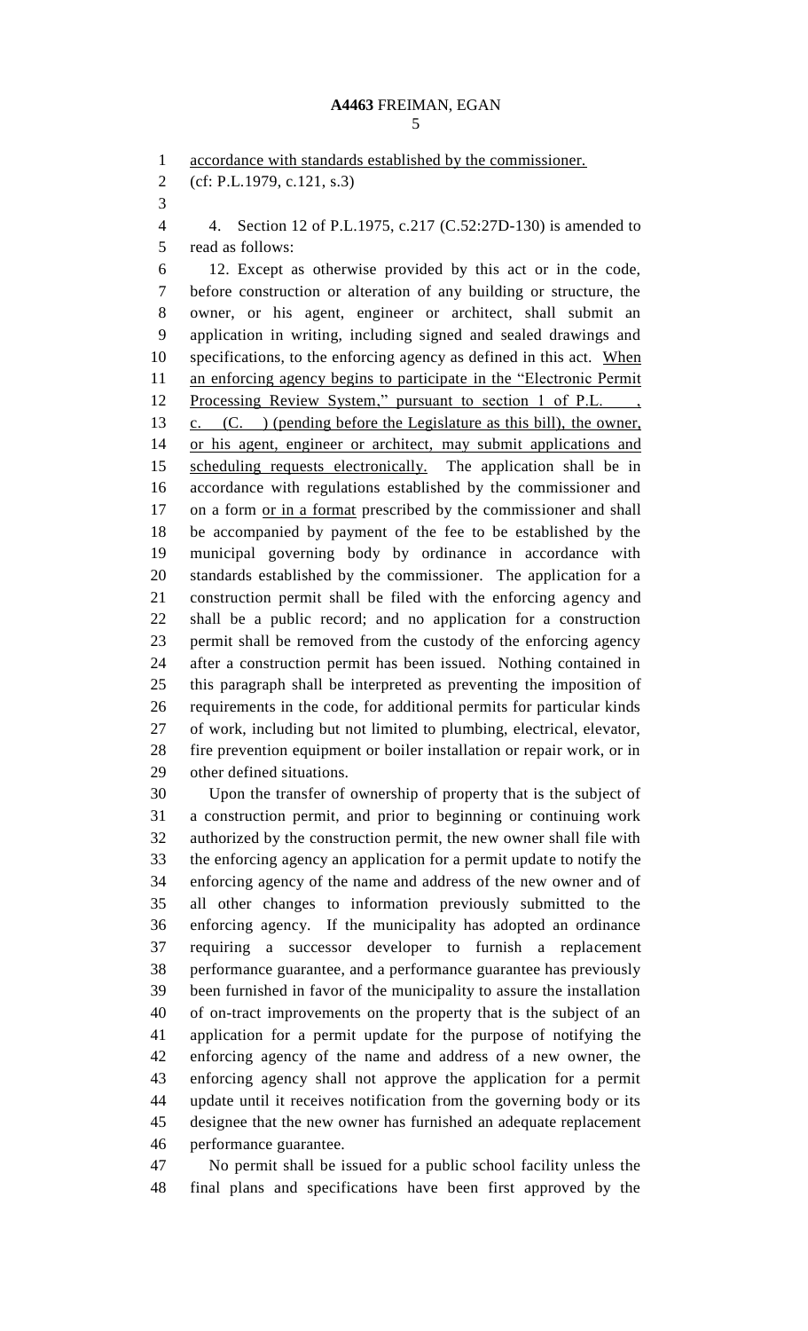accordance with standards established by the commissioner.

(cf: P.L.1979, c.121, s.3)

4. Section 12 of P.L.1975, c.217 (C.52:27D-130) is amended to read as follows:

12. Except as otherwise provided by this act or in the code, before construction or alteration of any building or structure, the owner, or his agent, engineer or architect, shall submit an application in writing, including signed and sealed drawings and specifications, to the enforcing agency as defined in this act. When an enforcing agency begins to participate in the "Electronic Permit Processing Review System," pursuant to section 1 of P.L. , c. (C. ) (pending before the Legislature as this bill), the owner, or his agent, engineer or architect, may submit applications and scheduling requests electronically. The application shall be in accordance with regulations established by the commissioner and on a form or in a format prescribed by the commissioner and shall be accompanied by payment of the fee to be established by the municipal governing body by ordinance in accordance with standards established by the commissioner. The application for a construction permit shall be filed with the enforcing agency and shall be a public record; and no application for a construction permit shall be removed from the custody of the enforcing agency after a construction permit has been issued. Nothing contained in this paragraph shall be interpreted as preventing the imposition of requirements in the code, for additional permits for particular kinds of work, including but not limited to plumbing, electrical, elevator, fire prevention equipment or boiler installation or repair work, or in other defined situations.

Upon the transfer of ownership of property that is the subject of a construction permit, and prior to beginning or continuing work authorized by the construction permit, the new owner shall file with the enforcing agency an application for a permit update to notify the enforcing agency of the name and address of the new owner and of all other changes to information previously submitted to the enforcing agency. If the municipality has adopted an ordinance requiring a successor developer to furnish a replacement performance guarantee, and a performance guarantee has previously been furnished in favor of the municipality to assure the installation of on-tract improvements on the property that is the subject of an application for a permit update for the purpose of notifying the enforcing agency of the name and address of a new owner, the enforcing agency shall not approve the application for a permit update until it receives notification from the governing body or its designee that the new owner has furnished an adequate replacement performance guarantee.

No permit shall be issued for a public school facility unless the final plans and specifications have been first approved by the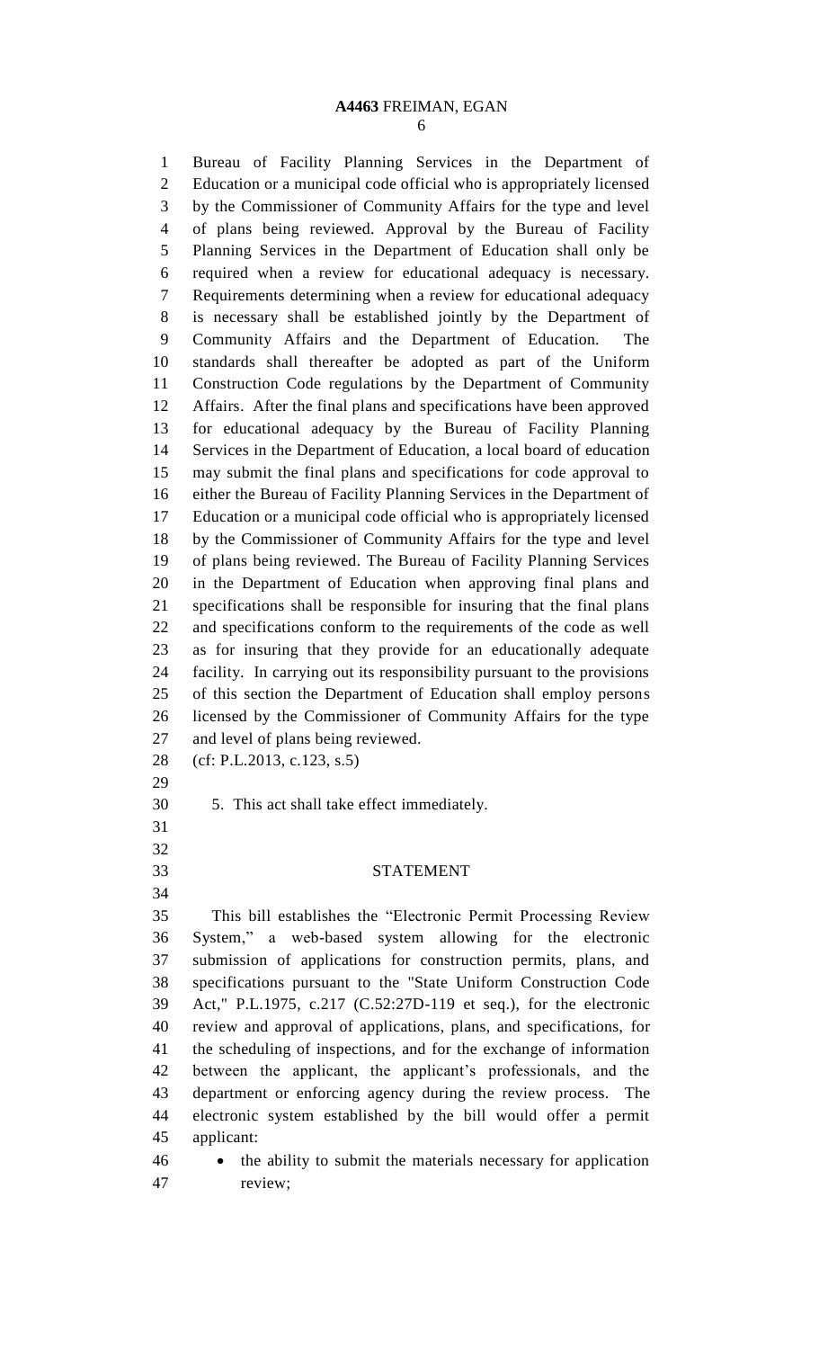Bureau of Facility Planning Services in the Department of Education or a municipal code official who is appropriately licensed by the Commissioner of Community Affairs for the type and level of plans being reviewed. Approval by the Bureau of Facility Planning Services in the Department of Education shall only be required when a review for educational adequacy is necessary. Requirements determining when a review for educational adequacy is necessary shall be established jointly by the Department of Community Affairs and the Department of Education. The standards shall thereafter be adopted as part of the Uniform Construction Code regulations by the Department of Community Affairs. After the final plans and specifications have been approved for educational adequacy by the Bureau of Facility Planning Services in the Department of Education, a local board of education may submit the final plans and specifications for code approval to either the Bureau of Facility Planning Services in the Department of Education or a municipal code official who is appropriately licensed by the Commissioner of Community Affairs for the type and level of plans being reviewed. The Bureau of Facility Planning Services in the Department of Education when approving final plans and specifications shall be responsible for insuring that the final plans and specifications conform to the requirements of the code as well as for insuring that they provide for an educationally adequate facility. In carrying out its responsibility pursuant to the provisions of this section the Department of Education shall employ persons licensed by the Commissioner of Community Affairs for the type and level of plans being reviewed.

(cf: P.L.2013, c.123, s.5)

5. This act shall take effect immediately.

## STATEMENT

This bill establishes the "Electronic Permit Processing Review System," a web-based system allowing for the electronic submission of applications for construction permits, plans, and specifications pursuant to the "State Uniform Construction Code Act," P.L.1975, c.217 (C.52:27D-119 et seq.), for the electronic review and approval of applications, plans, and specifications, for the scheduling of inspections, and for the exchange of information between the applicant, the applicant's professionals, and the department or enforcing agency during the review process. The electronic system established by the bill would offer a permit applicant:

- the ability to submit the materials necessary for application review;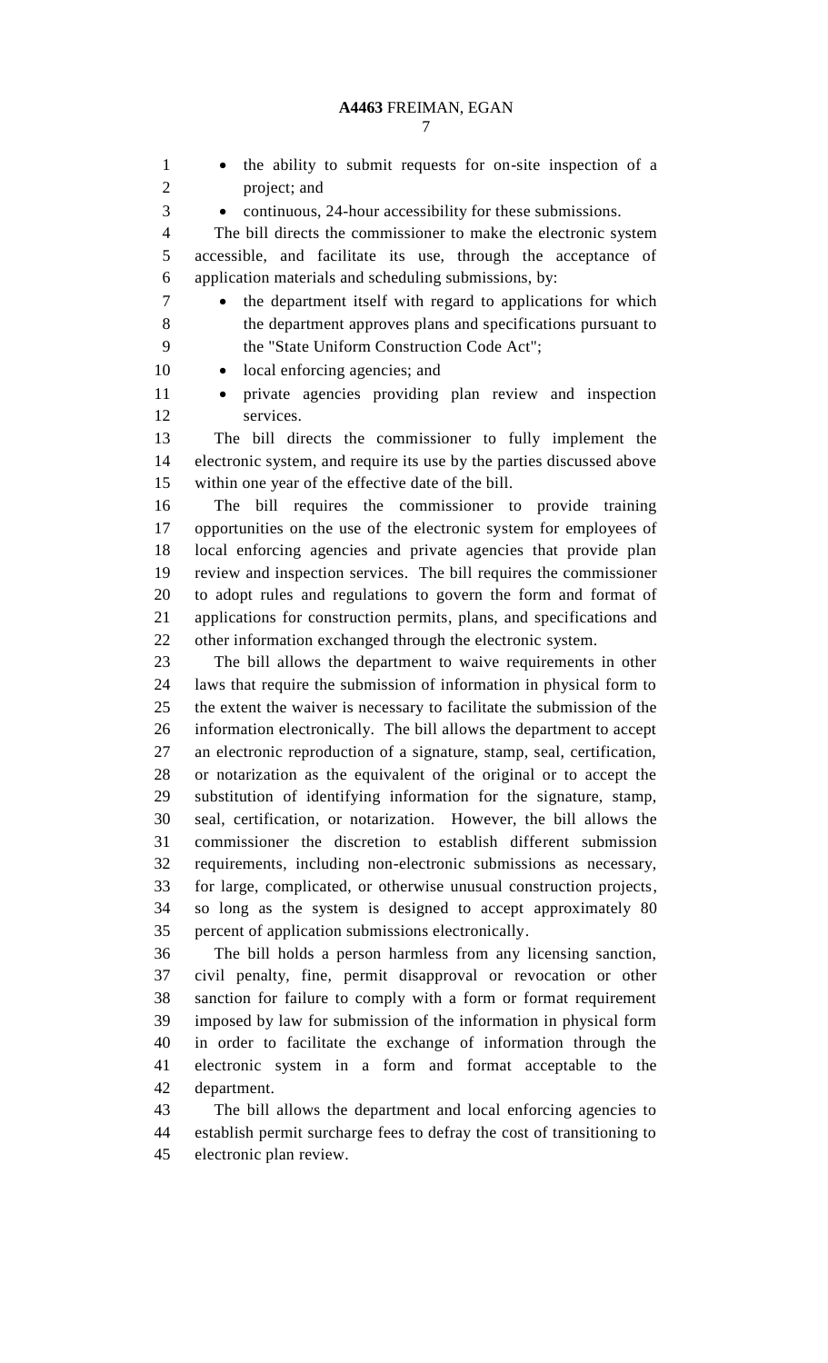- the ability to submit requests for on-site inspection of a project; and
- continuous, 24-hour accessibility for these submissions.

The bill directs the commissioner to make the electronic system accessible, and facilitate its use, through the acceptance of application materials and scheduling submissions, by:

- the department itself with regard to applications for which the department approves plans and specifications pursuant to the "State Uniform Construction Code Act";
- local enforcing agencies; and
- private agencies providing plan review and inspection services.

The bill directs the commissioner to fully implement the electronic system, and require its use by the parties discussed above within one year of the effective date of the bill.

The bill requires the commissioner to provide training opportunities on the use of the electronic system for employees of local enforcing agencies and private agencies that provide plan review and inspection services. The bill requires the commissioner to adopt rules and regulations to govern the form and format of applications for construction permits, plans, and specifications and other information exchanged through the electronic system.

The bill allows the department to waive requirements in other laws that require the submission of information in physical form to the extent the waiver is necessary to facilitate the submission of the information electronically. The bill allows the department to accept an electronic reproduction of a signature, stamp, seal, certification, or notarization as the equivalent of the original or to accept the substitution of identifying information for the signature, stamp, seal, certification, or notarization. However, the bill allows the commissioner the discretion to establish different submission requirements, including non-electronic submissions as necessary, for large, complicated, or otherwise unusual construction projects, so long as the system is designed to accept approximately 80 percent of application submissions electronically.

The bill holds a person harmless from any licensing sanction, civil penalty, fine, permit disapproval or revocation or other sanction for failure to comply with a form or format requirement imposed by law for submission of the information in physical form in order to facilitate the exchange of information through the electronic system in a form and format acceptable to the department.

The bill allows the department and local enforcing agencies to establish permit surcharge fees to defray the cost of transitioning to electronic plan review.